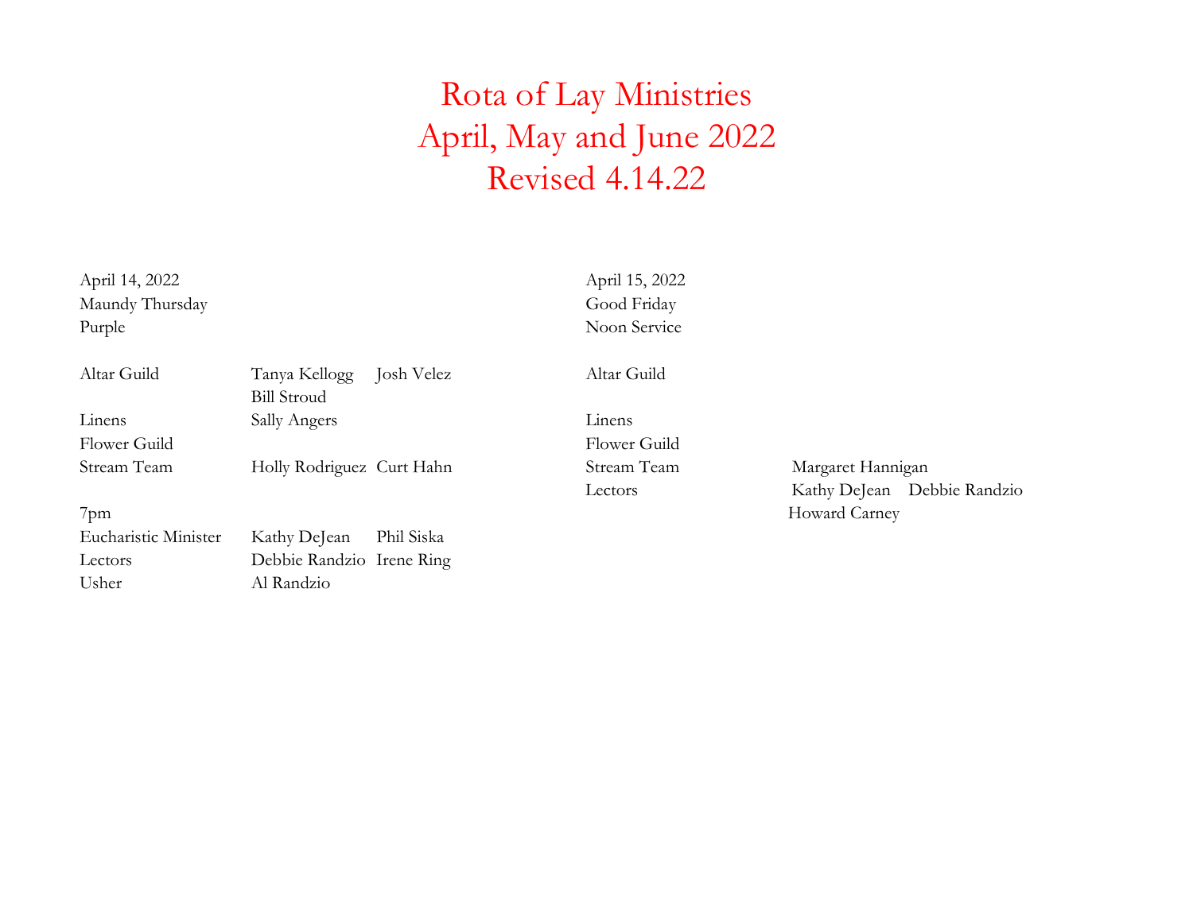# Rota of Lay Ministries
# April, May and June 2022
# Revised 4.14.22

April 14, 2022
Maundy Thursday
Purple

| | | |
|---|---|---|
| Altar Guild | Tanya Kellogg | Josh Velez |
| | Bill Stroud | |
| Linens | Sally Angers | |
| Flower Guild | | |
| Stream Team | Holly Rodriguez | Curt Hahn |

7pm

| | | |
|---|---|---|
| Eucharistic Minister | Kathy DeJean | Phil Siska |
| Lectors | Debbie Randzio | Irene Ring |
| Usher | Al Randzio | |

April 15, 2022
Good Friday
Noon Service

| | | |
|---|---|---|
| Altar Guild | | |
| Linens | | |
| Flower Guild | | |
| Stream Team | Margaret Hannigan | |
| Lectors | Kathy DeJean | Debbie Randzio |
| | Howard Carney | |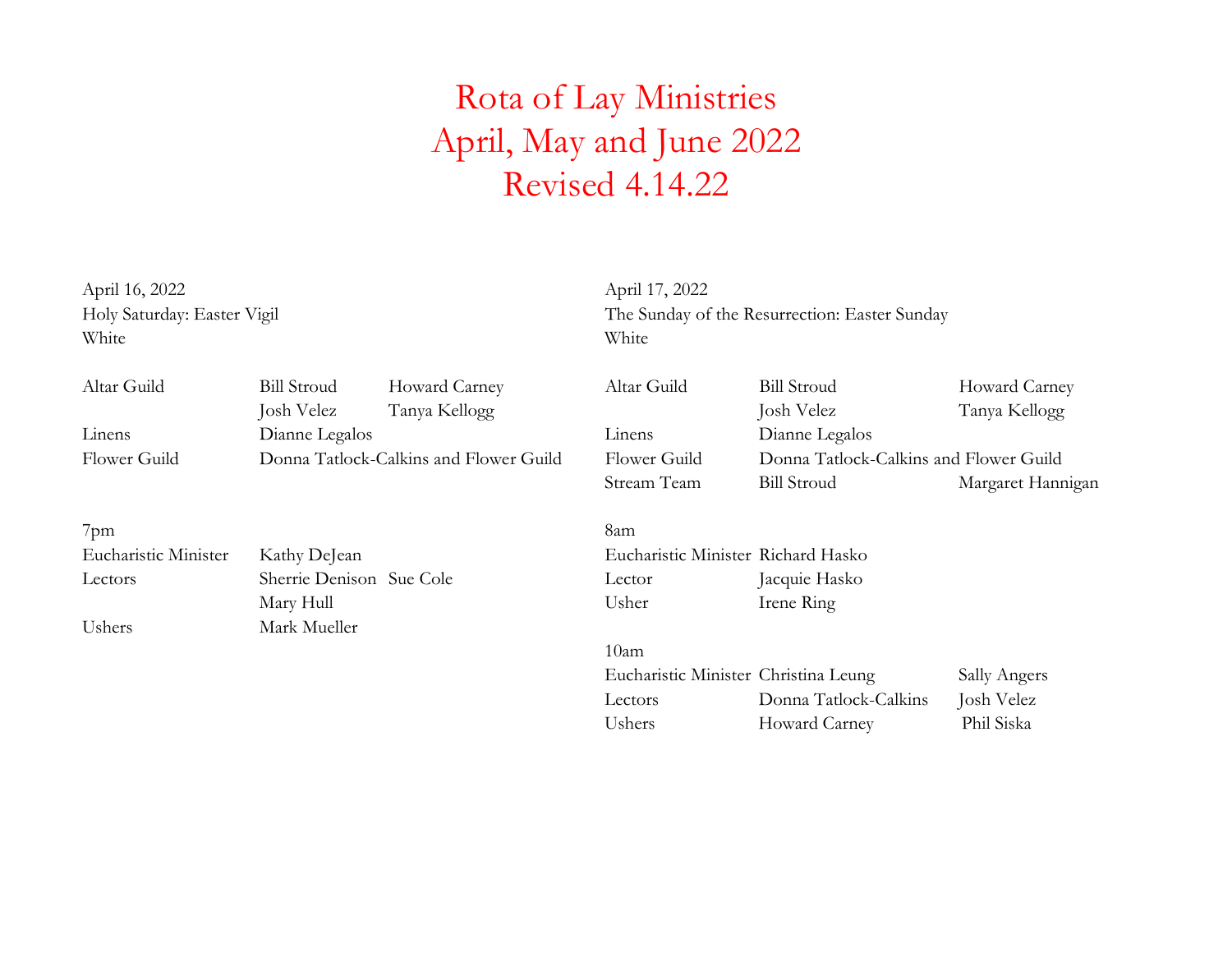# Rota of Lay Ministries
# April, May and June 2022
# Revised 4.14.22

April 16, 2022
Holy Saturday: Easter Vigil
White

| | | |
|---|---|---|
| Altar Guild | Bill Stroud | Howard Carney |
| | Josh Velez | Tanya Kellogg |
| Linens | Dianne Legalos | |
| Flower Guild | Donna Tatlock-Calkins and Flower Guild | |

7pm

| | | |
|---|---|---|
| Eucharistic Minister | Kathy DeJean | |
| Lectors | Sherrie Denison | Sue Cole |
| | Mary Hull | |
| Ushers | Mark Mueller | |

April 17, 2022
The Sunday of the Resurrection: Easter Sunday
White

| | | |
|---|---|---|
| Altar Guild | Bill Stroud | Howard Carney |
| | Josh Velez | Tanya Kellogg |
| Linens | Dianne Legalos | |
| Flower Guild | Donna Tatlock-Calkins and Flower Guild | |
| Stream Team | Bill Stroud | Margaret Hannigan |

8am

| | |
|---|---|
| Eucharistic Minister | Richard Hasko |
| Lector | Jacquie Hasko |
| Usher | Irene Ring |

10am

| | | |
|---|---|---|
| Eucharistic Minister | Christina Leung | Sally Angers |
| Lectors | Donna Tatlock-Calkins | Josh Velez |
| Ushers | Howard Carney | Phil Siska |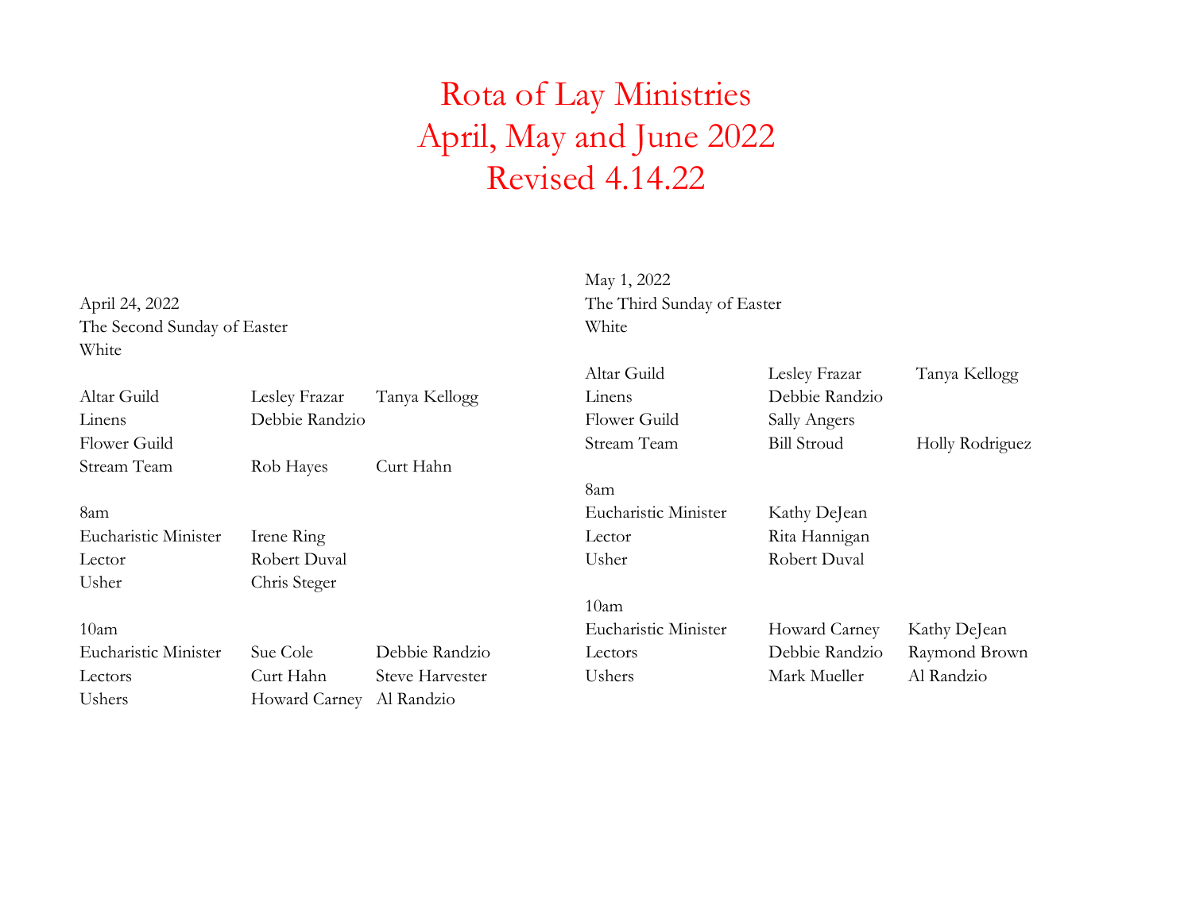# Rota of Lay Ministries
# April, May and June 2022
# Revised 4.14.22

April 24, 2022
The Second Sunday of Easter
White

| | | |
|---|---|---|
| Altar Guild | Lesley Frazar | Tanya Kellogg |
| Linens | Debbie Randzio | |
| Flower Guild | | |
| Stream Team | Rob Hayes | Curt Hahn |

8am

| | |
|---|---|
| Eucharistic Minister | Irene Ring |
| Lector | Robert Duval |
| Usher | Chris Steger |

10am

| | | |
|---|---|---|
| Eucharistic Minister | Sue Cole | Debbie Randzio |
| Lectors | Curt Hahn | Steve Harvester |
| Ushers | Howard Carney | Al Randzio |

May 1, 2022
The Third Sunday of Easter
White

| | | |
|---|---|---|
| Altar Guild | Lesley Frazar | Tanya Kellogg |
| Linens | Debbie Randzio | |
| Flower Guild | Sally Angers | |
| Stream Team | Bill Stroud | Holly Rodriguez |

8am

| | |
|---|---|
| Eucharistic Minister | Kathy DeJean |
| Lector | Rita Hannigan |
| Usher | Robert Duval |

10am

| | | |
|---|---|---|
| Eucharistic Minister | Howard Carney | Kathy DeJean |
| Lectors | Debbie Randzio | Raymond Brown |
| Ushers | Mark Mueller | Al Randzio |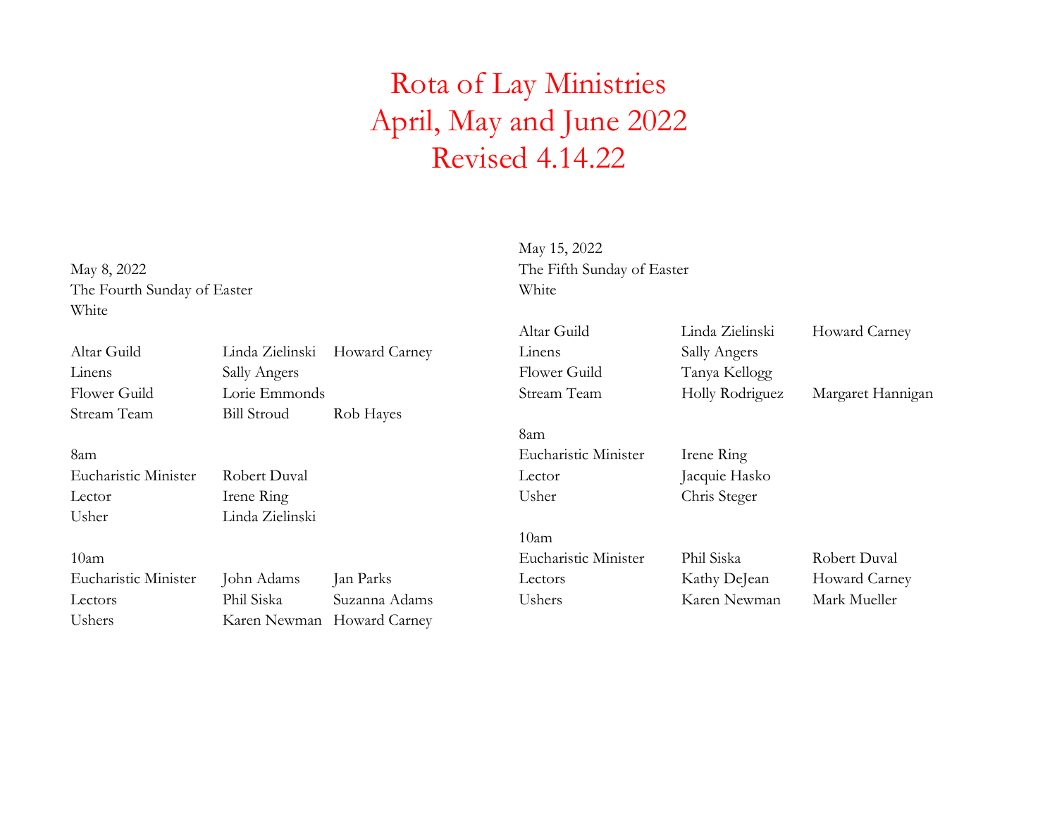# Rota of Lay Ministries
# April, May and June 2022
# Revised 4.14.22

May 8, 2022
The Fourth Sunday of Easter
White

| | | |
|---|---|---|
| Altar Guild | Linda Zielinski | Howard Carney |
| Linens | Sally Angers | |
| Flower Guild | Lorie Emmonds | |
| Stream Team | Bill Stroud | Rob Hayes |

8am

| | | |
|---|---|---|
| Eucharistic Minister | Robert Duval | |
| Lector | Irene Ring | |
| Usher | Linda Zielinski | |

10am

| | | |
|---|---|---|
| Eucharistic Minister | John Adams | Jan Parks |
| Lectors | Phil Siska | Suzanna Adams |
| Ushers | Karen Newman | Howard Carney |

May 15, 2022
The Fifth Sunday of Easter
White

| | | |
|---|---|---|
| Altar Guild | Linda Zielinski | Howard Carney |
| Linens | Sally Angers | |
| Flower Guild | Tanya Kellogg | |
| Stream Team | Holly Rodriguez | Margaret Hannigan |

8am

| | | |
|---|---|---|
| Eucharistic Minister | Irene Ring | |
| Lector | Jacquie Hasko | |
| Usher | Chris Steger | |

10am

| | | |
|---|---|---|
| Eucharistic Minister | Phil Siska | Robert Duval |
| Lectors | Kathy DeJean | Howard Carney |
| Ushers | Karen Newman | Mark Mueller |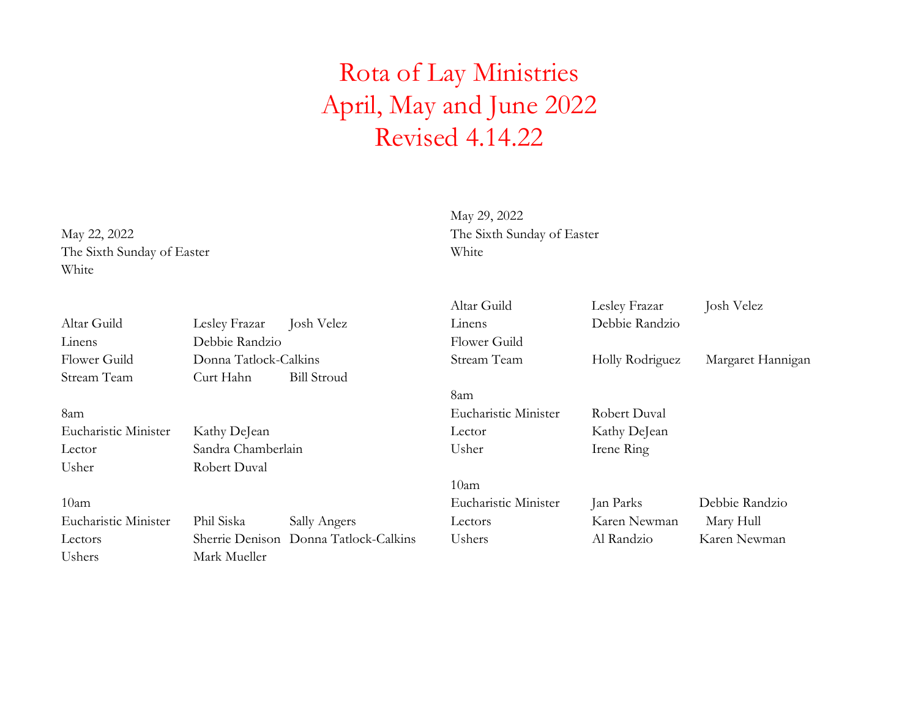# Rota of Lay Ministries
# April, May and June 2022
# Revised 4.14.22

May 22, 2022
The Sixth Sunday of Easter
White

| | | |
|---|---|---|
| Altar Guild | Lesley Frazar | Josh Velez |
| Linens | Debbie Randzio | |
| Flower Guild | Donna Tatlock-Calkins | |
| Stream Team | Curt Hahn | Bill Stroud |

8am

| | |
|---|---|
| Eucharistic Minister | Kathy DeJean |
| Lector | Sandra Chamberlain |
| Usher | Robert Duval |

10am

| | | |
|---|---|---|
| Eucharistic Minister | Phil Siska | Sally Angers |
| Lectors | Sherrie Denison | Donna Tatlock-Calkins |
| Ushers | Mark Mueller | |

May 29, 2022
The Sixth Sunday of Easter
White

| | | |
|---|---|---|
| Altar Guild | Lesley Frazar | Josh Velez |
| Linens | Debbie Randzio | |
| Flower Guild | | |
| Stream Team | Holly Rodriguez | Margaret Hannigan |

8am

| | |
|---|---|
| Eucharistic Minister | Robert Duval |
| Lector | Kathy DeJean |
| Usher | Irene Ring |

10am

| | | |
|---|---|---|
| Eucharistic Minister | Jan Parks | Debbie Randzio |
| Lectors | Karen Newman | Mary Hull |
| Ushers | Al Randzio | Karen Newman |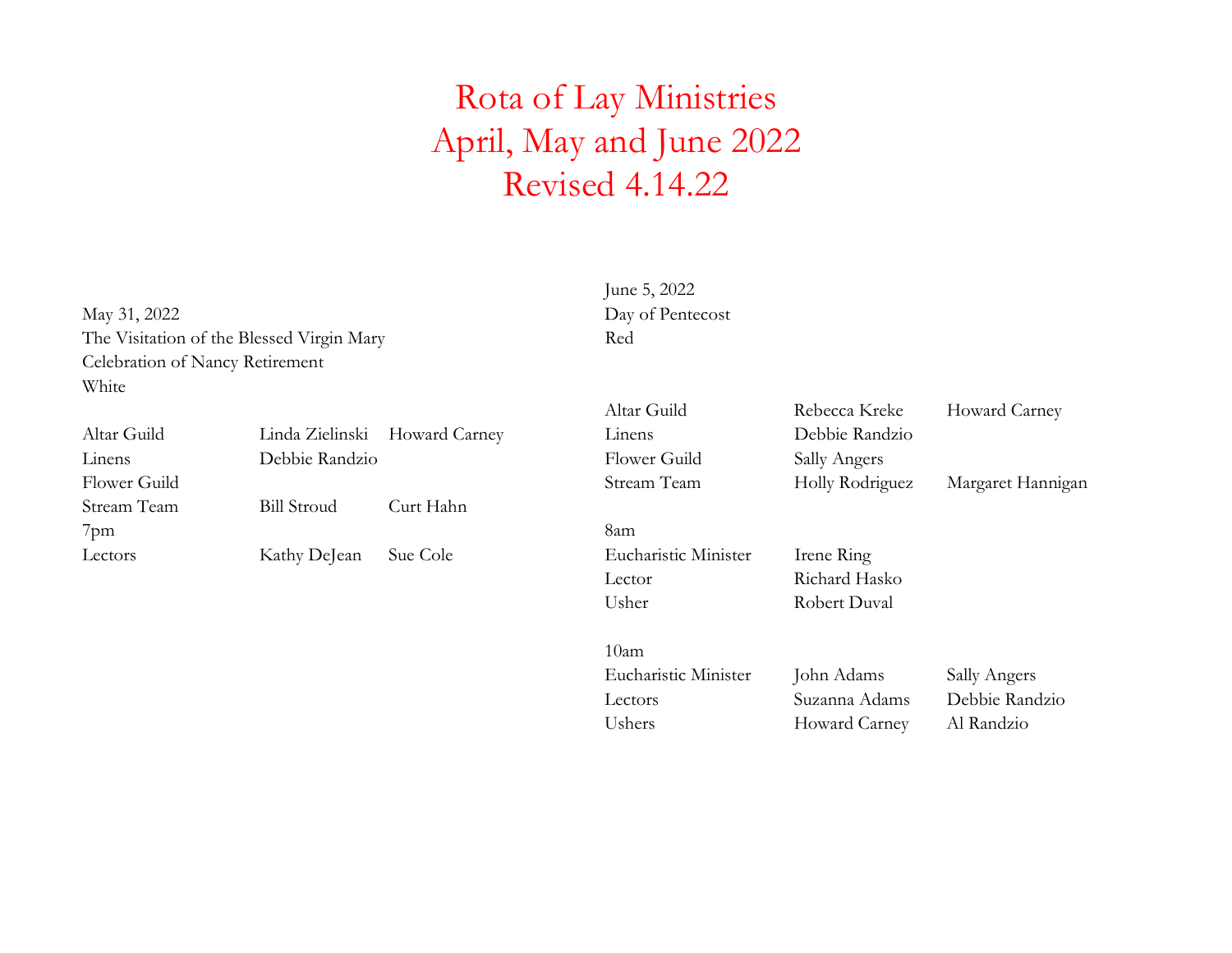# Rota of Lay Ministries
# April, May and June 2022
# Revised 4.14.22

May 31, 2022
The Visitation of the Blessed Virgin Mary
Celebration of Nancy Retirement
White

| | | |
|---|---|---|
| Altar Guild | Linda Zielinski | Howard Carney |
| Linens | Debbie Randzio | |
| Flower Guild | | |
| Stream Team | Bill Stroud | Curt Hahn |
| 7pm | | |
| Lectors | Kathy DeJean | Sue Cole |

June 5, 2022
Day of Pentecost
Red

| | | |
|---|---|---|
| Altar Guild | Rebecca Kreke | Howard Carney |
| Linens | Debbie Randzio | |
| Flower Guild | Sally Angers | |
| Stream Team | Holly Rodriguez | Margaret Hannigan |
| 8am | | |
| Eucharistic Minister | Irene Ring | |
| Lector | Richard Hasko | |
| Usher | Robert Duval | |
| 10am | | |
| Eucharistic Minister | John Adams | Sally Angers |
| Lectors | Suzanna Adams | Debbie Randzio |
| Ushers | Howard Carney | Al Randzio |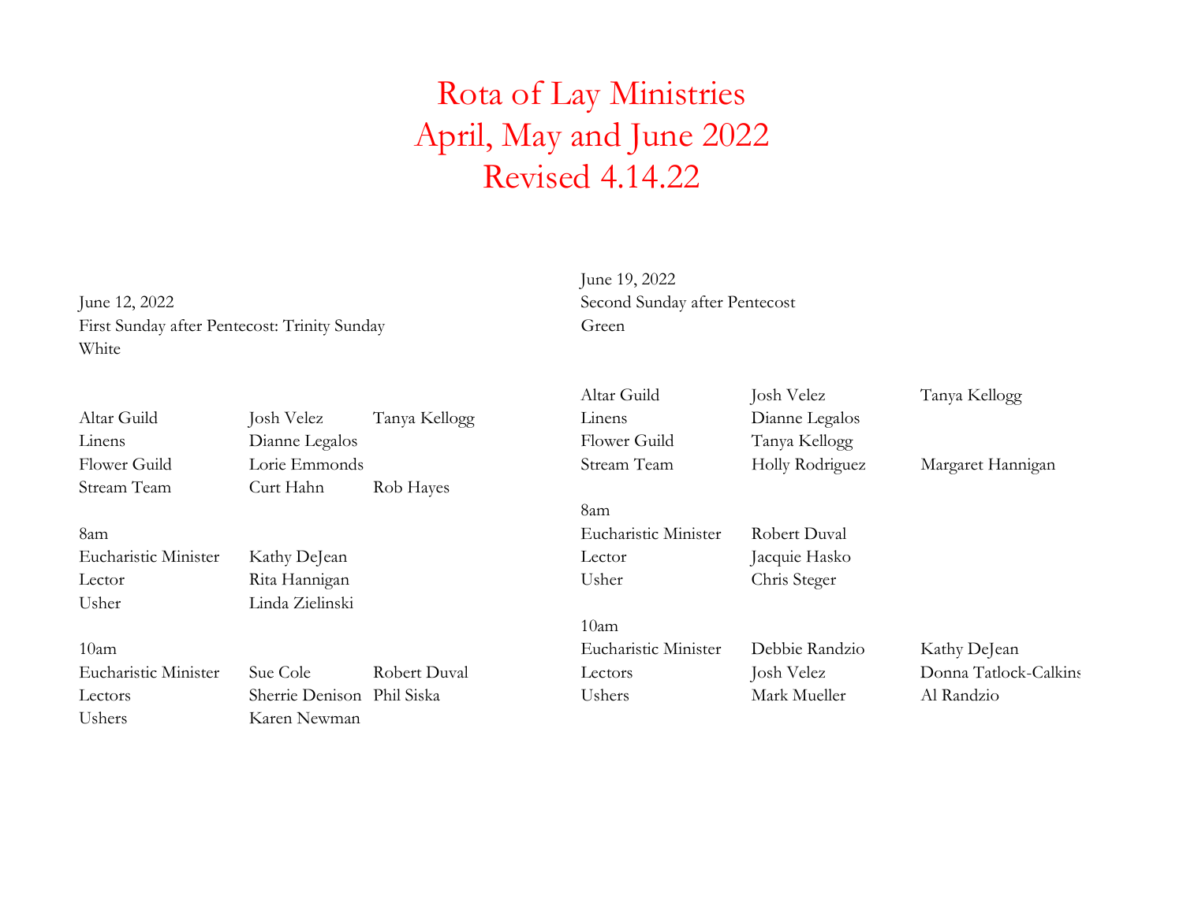# Rota of Lay Ministries
# April, May and June 2022
# Revised 4.14.22

June 12, 2022
First Sunday after Pentecost: Trinity Sunday
White

| | | |
|---|---|---|
| Altar Guild | Josh Velez | Tanya Kellogg |
| Linens | Dianne Legalos | |
| Flower Guild | Lorie Emmonds | |
| Stream Team | Curt Hahn | Rob Hayes |

8am

| | |
|---|---|
| Eucharistic Minister | Kathy DeJean |
| Lector | Rita Hannigan |
| Usher | Linda Zielinski |

10am

| | | |
|---|---|---|
| Eucharistic Minister | Sue Cole | Robert Duval |
| Lectors | Sherrie Denison | Phil Siska |
| Ushers | Karen Newman | |

June 19, 2022
Second Sunday after Pentecost
Green

| | | |
|---|---|---|
| Altar Guild | Josh Velez | Tanya Kellogg |
| Linens | Dianne Legalos | |
| Flower Guild | Tanya Kellogg | |
| Stream Team | Holly Rodriguez | Margaret Hannigan |

8am

| | |
|---|---|
| Eucharistic Minister | Robert Duval |
| Lector | Jacquie Hasko |
| Usher | Chris Steger |

10am

| | | |
|---|---|---|
| Eucharistic Minister | Debbie Randzio | Kathy DeJean |
| Lectors | Josh Velez | Donna Tatlock-Calkins |
| Ushers | Mark Mueller | Al Randzio |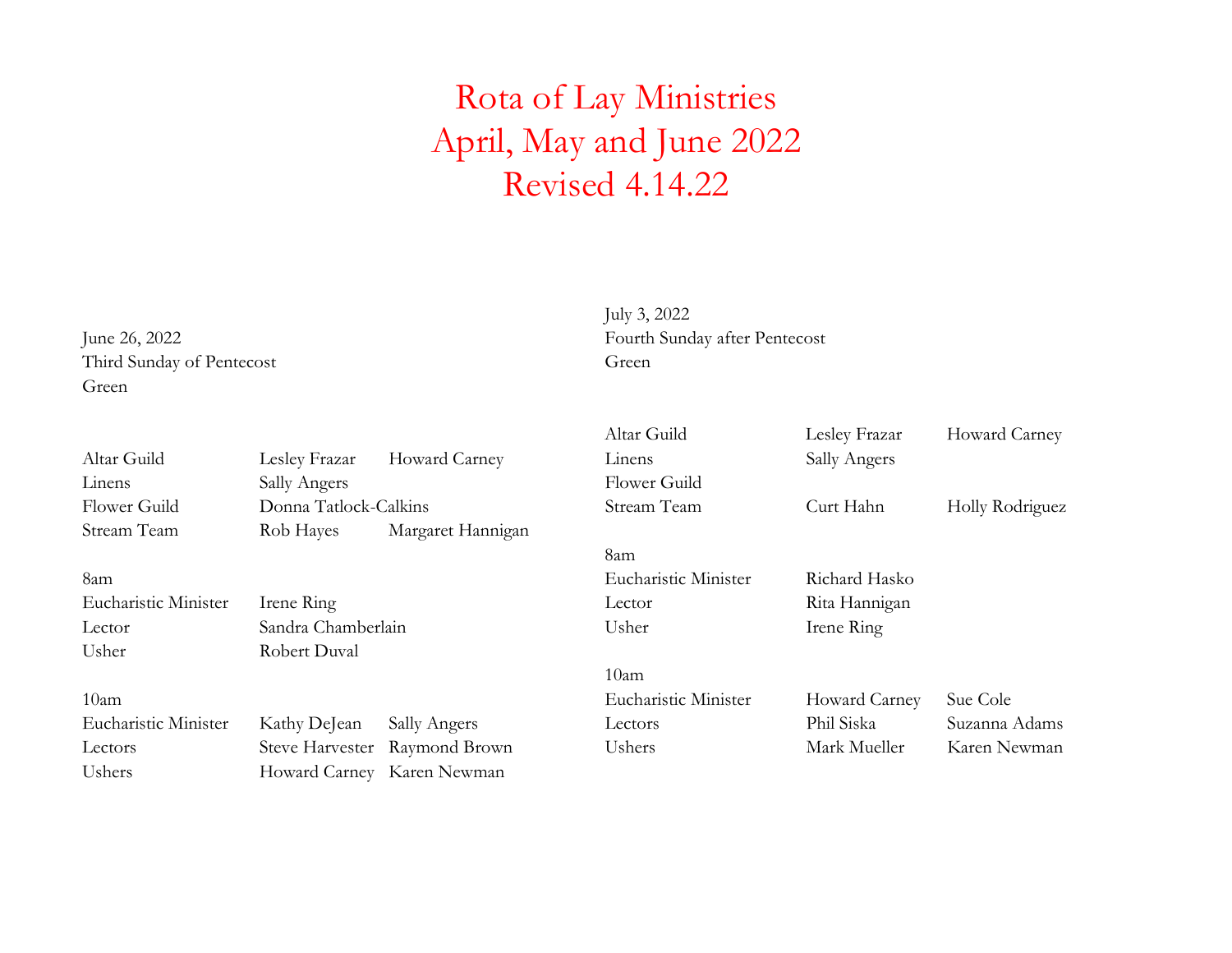# Rota of Lay Ministries
# April, May and June 2022
# Revised 4.14.22

June 26, 2022
Third Sunday of Pentecost
Green

| | | |
|---|---|---|
| Altar Guild | Lesley Frazar | Howard Carney |
| Linens | Sally Angers | |
| Flower Guild | Donna Tatlock-Calkins | |
| Stream Team | Rob Hayes | Margaret Hannigan |

8am

| | | |
|---|---|---|
| Eucharistic Minister | Irene Ring | |
| Lector | Sandra Chamberlain | |
| Usher | Robert Duval | |

10am

| | | |
|---|---|---|
| Eucharistic Minister | Kathy DeJean | Sally Angers |
| Lectors | Steve Harvester | Raymond Brown |
| Ushers | Howard Carney | Karen Newman |

July 3, 2022
Fourth Sunday after Pentecost
Green

| | | |
|---|---|---|
| Altar Guild | Lesley Frazar | Howard Carney |
| Linens | Sally Angers | |
| Flower Guild | | |
| Stream Team | Curt Hahn | Holly Rodriguez |

8am

| | | |
|---|---|---|
| Eucharistic Minister | Richard Hasko | |
| Lector | Rita Hannigan | |
| Usher | Irene Ring | |

10am

| | | |
|---|---|---|
| Eucharistic Minister | Howard Carney | Sue Cole |
| Lectors | Phil Siska | Suzanna Adams |
| Ushers | Mark Mueller | Karen Newman |